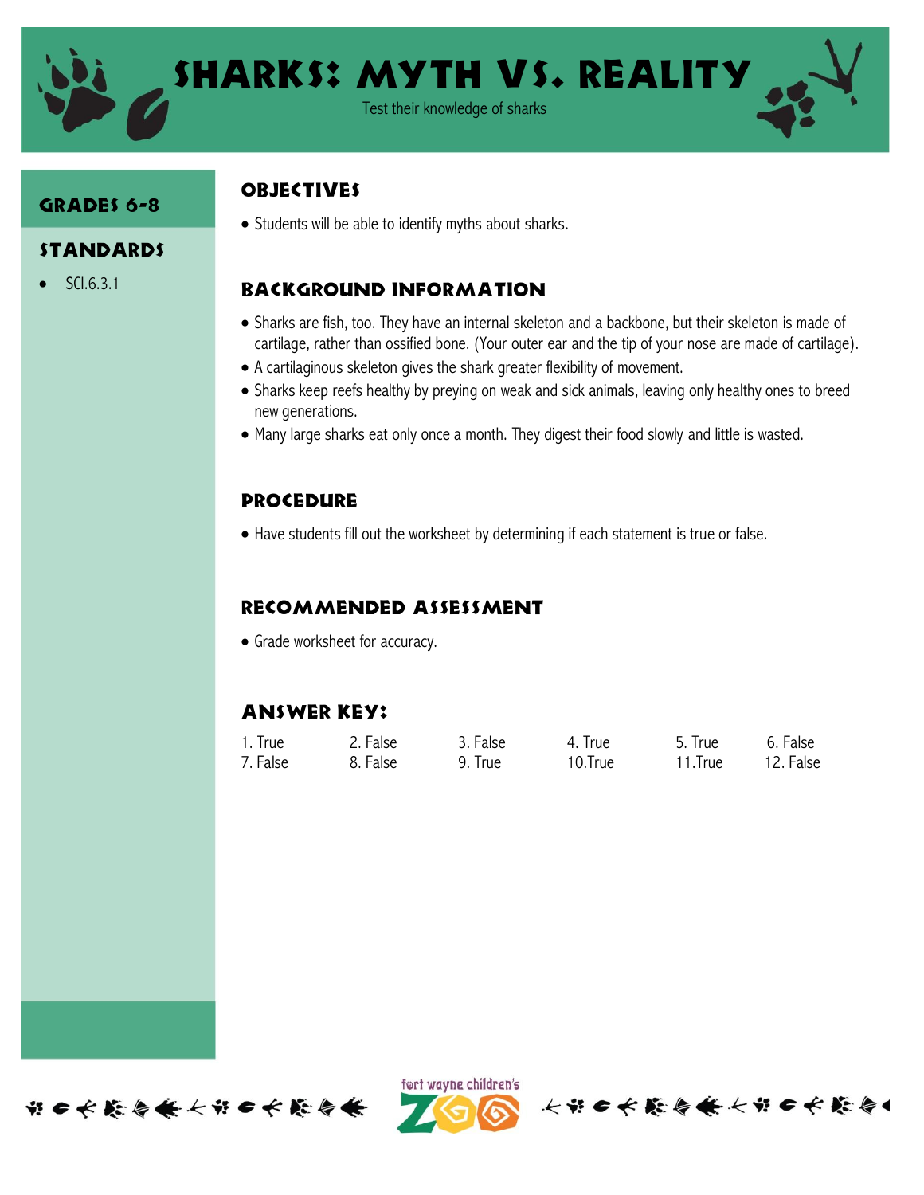# Sharks: Myth vs. Reality

Test their knowledge of sharks

## Grades 6-8

## Standards

- SCI.6.3.1

## Objectives

- Students will be able to identify myths about sharks.

## Background Information

- Sharks are fish, too. They have an internal skeleton and a backbone, but their skeleton is made of cartilage, rather than ossified bone. (Your outer ear and the tip of your nose are made of cartilage).
- A cartilaginous skeleton gives the shark greater flexibility of movement.
- Sharks keep reefs healthy by preying on weak and sick animals, leaving only healthy ones to breed new generations.
- Many large sharks eat only once a month. They digest their food slowly and little is wasted.

## Procedure

- Have students fill out the worksheet by determining if each statement is true or false.

## Recommended Assessment

- Grade worksheet for accuracy.

## Answer Key:

| | | | | | |
|---|---|---|---|---|---|
| 1. True | 2. False | 3. False | 4. True | 5. True | 6. False |
| 7. False | 8. False | 9. True | 10.True | 11.True | 12. False |

fort wayne children's ZOO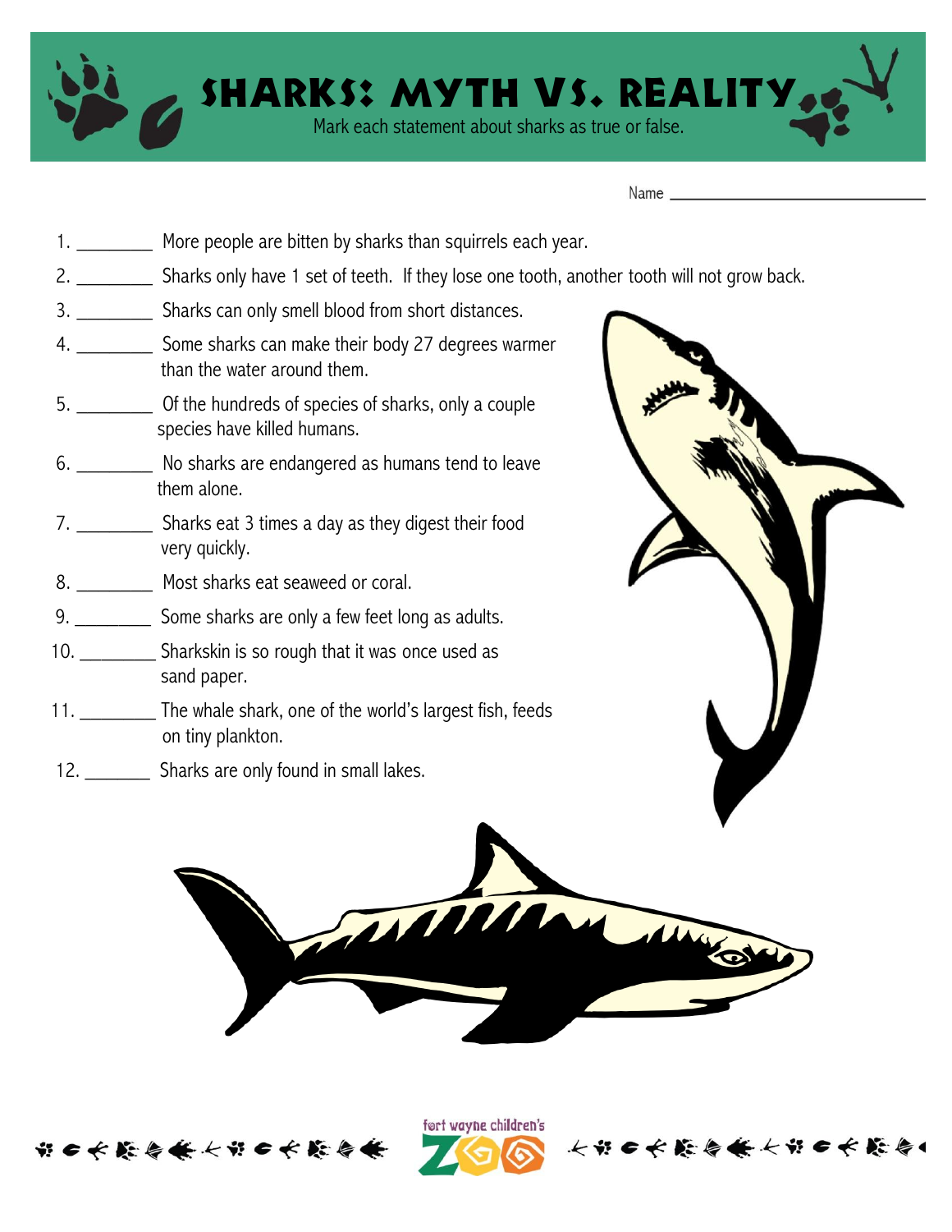# SHARKS: MYTH VS. REALITY

Mark each statement about sharks as true or false.

Name ______________________________

1. ________ More people are bitten by sharks than squirrels each year.
2. ________ Sharks only have 1 set of teeth. If they lose one tooth, another tooth will not grow back.
3. ________ Sharks can only smell blood from short distances.
4. ________ Some sharks can make their body 27 degrees warmer than the water around them.
5. ________ Of the hundreds of species of sharks, only a couple species have killed humans.
6. ________ No sharks are endangered as humans tend to leave them alone.
7. ________ Sharks eat 3 times a day as they digest their food very quickly.
8. ________ Most sharks eat seaweed or coral.
9. ________ Some sharks are only a few feet long as adults.
10. ________ Sharkskin is so rough that it was once used as sand paper.
11. ________ The whale shark, one of the world's largest fish, feeds on tiny plankton.
12. _______ Sharks are only found in small lakes.

fort wayne children's ZOO